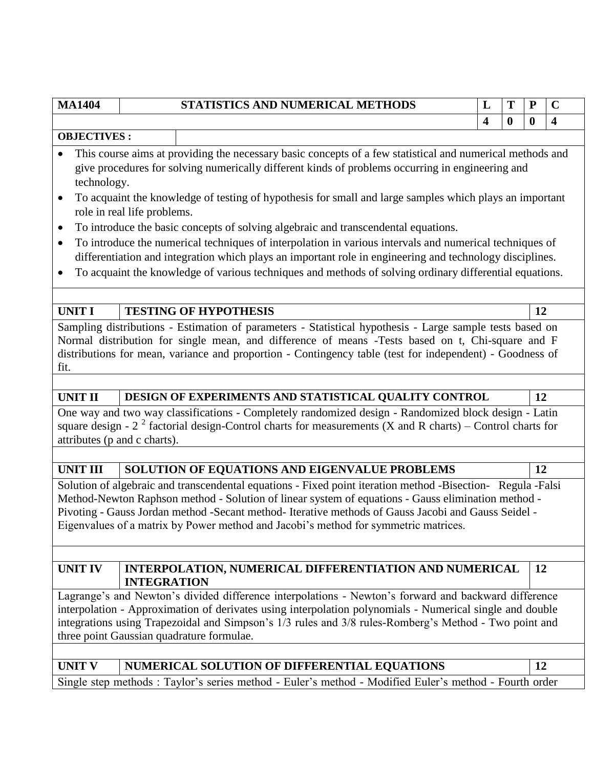| MA1404 | STATISTICS AND NUMERICAL METHODS | L | T | P | C |
|---|---|---|---|---|---|
| | | 4 | 0 | 0 | 4 |

**OBJECTIVES :**

- This course aims at providing the necessary basic concepts of a few statistical and numerical methods and give procedures for solving numerically different kinds of problems occurring in engineering and technology.
- To acquaint the knowledge of testing of hypothesis for small and large samples which plays an important role in real life problems.
- To introduce the basic concepts of solving algebraic and transcendental equations.
- To introduce the numerical techniques of interpolation in various intervals and numerical techniques of differentiation and integration which plays an important role in engineering and technology disciplines.
- To acquaint the knowledge of various techniques and methods of solving ordinary differential equations.

| UNIT I | TESTING OF HYPOTHESIS | 12 |
|---|---|---|

Sampling distributions - Estimation of parameters - Statistical hypothesis - Large sample tests based on Normal distribution for single mean, and difference of means -Tests based on t, Chi-square and F distributions for mean, variance and proportion - Contingency table (test for independent) - Goodness of fit.

| UNIT II | DESIGN OF EXPERIMENTS AND STATISTICAL QUALITY CONTROL | 12 |
|---|---|---|

One way and two way classifications - Completely randomized design - Randomized block design - Latin square design - $2^2$ factorial design-Control charts for measurements (X and R charts) – Control charts for attributes (p and c charts).

| UNIT III | SOLUTION OF EQUATIONS AND EIGENVALUE PROBLEMS | 12 |
|---|---|---|

Solution of algebraic and transcendental equations - Fixed point iteration method -Bisection- Regula -Falsi Method-Newton Raphson method - Solution of linear system of equations - Gauss elimination method - Pivoting - Gauss Jordan method -Secant method- Iterative methods of Gauss Jacobi and Gauss Seidel - Eigenvalues of a matrix by Power method and Jacobi's method for symmetric matrices.

| UNIT IV | INTERPOLATION, NUMERICAL DIFFERENTIATION AND NUMERICAL INTEGRATION | 12 |
|---|---|---|

Lagrange's and Newton's divided difference interpolations - Newton's forward and backward difference interpolation - Approximation of derivates using interpolation polynomials - Numerical single and double integrations using Trapezoidal and Simpson's 1/3 rules and 3/8 rules-Romberg's Method - Two point and three point Gaussian quadrature formulae.

| UNIT V | NUMERICAL SOLUTION OF DIFFERENTIAL EQUATIONS | 12 |
|---|---|---|

Single step methods : Taylor's series method - Euler's method - Modified Euler's method - Fourth order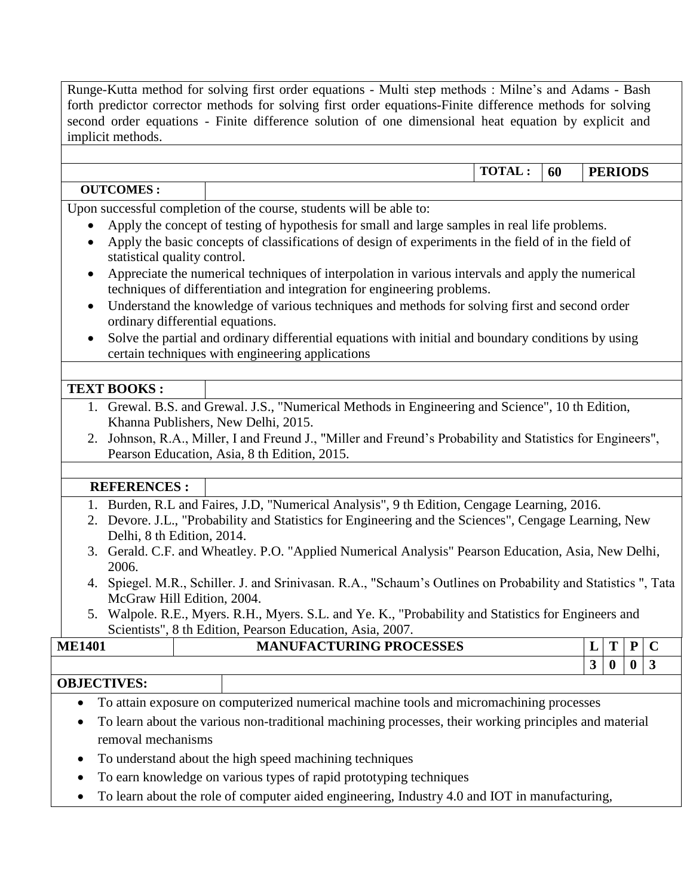Runge-Kutta method for solving first order equations - Multi step methods : Milne's and Adams - Bash forth predictor corrector methods for solving first order equations-Finite difference methods for solving second order equations - Finite difference solution of one dimensional heat equation by explicit and implicit methods.

**TOTAL : 60 PERIODS**

**OUTCOMES :**

Upon successful completion of the course, students will be able to:

- Apply the concept of testing of hypothesis for small and large samples in real life problems.
- Apply the basic concepts of classifications of design of experiments in the field of in the field of statistical quality control.
- Appreciate the numerical techniques of interpolation in various intervals and apply the numerical techniques of differentiation and integration for engineering problems.
- Understand the knowledge of various techniques and methods for solving first and second order ordinary differential equations.
- Solve the partial and ordinary differential equations with initial and boundary conditions by using certain techniques with engineering applications

**TEXT BOOKS :**

1. Grewal. B.S. and Grewal. J.S., "Numerical Methods in Engineering and Science", 10 th Edition, Khanna Publishers, New Delhi, 2015.
2. Johnson, R.A., Miller, I and Freund J., "Miller and Freund's Probability and Statistics for Engineers", Pearson Education, Asia, 8 th Edition, 2015.

**REFERENCES :**

1. Burden, R.L and Faires, J.D, "Numerical Analysis", 9 th Edition, Cengage Learning, 2016.
2. Devore. J.L., "Probability and Statistics for Engineering and the Sciences", Cengage Learning, New Delhi, 8 th Edition, 2014.
3. Gerald. C.F. and Wheatley. P.O. "Applied Numerical Analysis" Pearson Education, Asia, New Delhi, 2006.
4. Spiegel. M.R., Schiller. J. and Srinivasan. R.A., "Schaum's Outlines on Probability and Statistics ", Tata McGraw Hill Edition, 2004.
5. Walpole. R.E., Myers. R.H., Myers. S.L. and Ye. K., "Probability and Statistics for Engineers and Scientists", 8 th Edition, Pearson Education, Asia, 2007.

| ME1401 | MANUFACTURING PROCESSES | L | T | P | C |
|---|---|---|---|---|---|
| | | 3 | 0 | 0 | 3 |

**OBJECTIVES:**

- To attain exposure on computerized numerical machine tools and micromachining processes
- To learn about the various non-traditional machining processes, their working principles and material removal mechanisms
- To understand about the high speed machining techniques
- To earn knowledge on various types of rapid prototyping techniques
- To learn about the role of computer aided engineering, Industry 4.0 and IOT in manufacturing,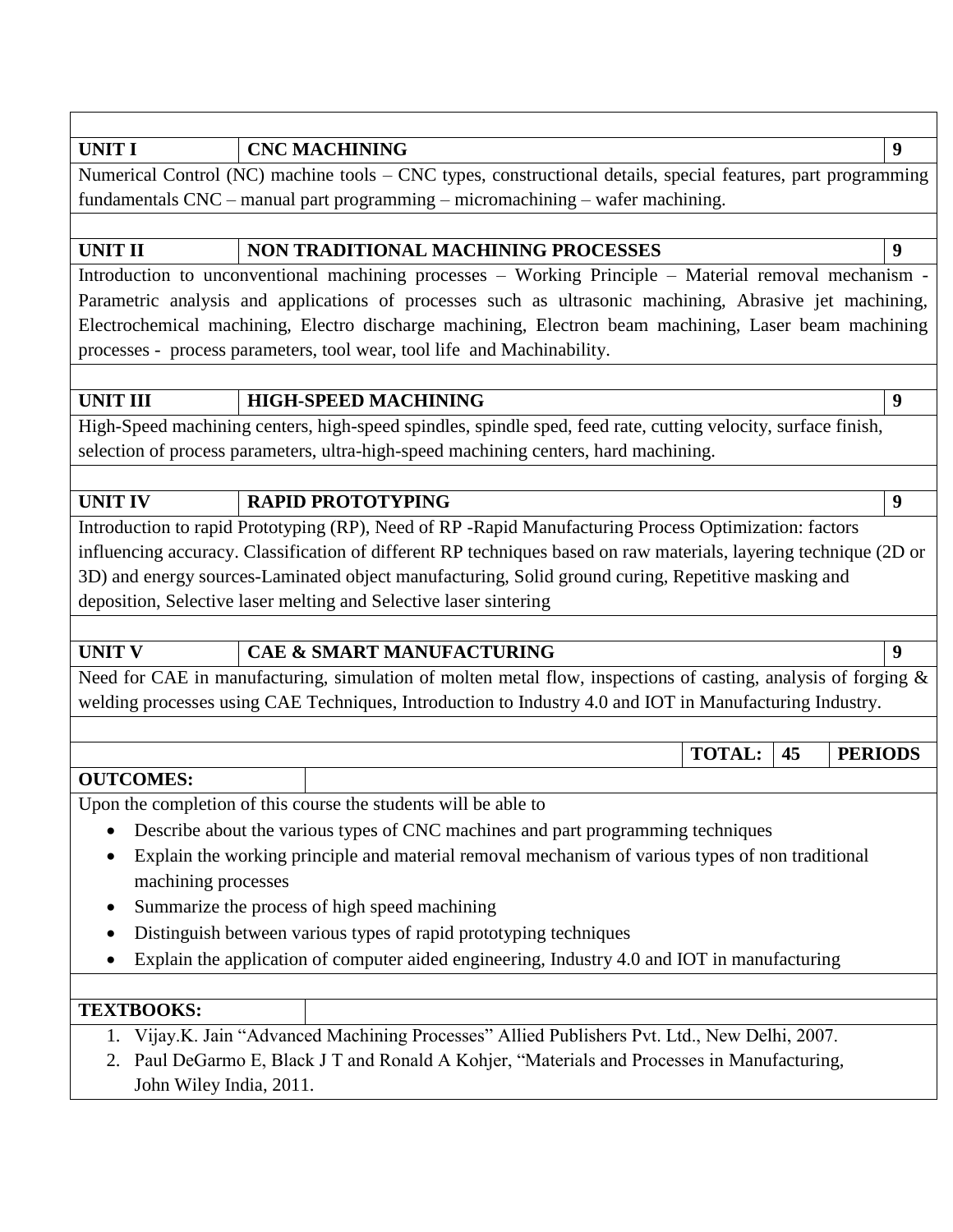| UNIT I | CNC MACHINING | 9 |
|---|---|---|

Numerical Control (NC) machine tools – CNC types, constructional details, special features, part programming fundamentals CNC – manual part programming – micromachining – wafer machining.

| UNIT II | NON TRADITIONAL MACHINING PROCESSES | 9 |
|---|---|---|

Introduction to unconventional machining processes – Working Principle – Material removal mechanism - Parametric analysis and applications of processes such as ultrasonic machining, Abrasive jet machining, Electrochemical machining, Electro discharge machining, Electron beam machining, Laser beam machining processes - process parameters, tool wear, tool life and Machinability.

| UNIT III | HIGH-SPEED MACHINING | 9 |
|---|---|---|

High-Speed machining centers, high-speed spindles, spindle sped, feed rate, cutting velocity, surface finish, selection of process parameters, ultra-high-speed machining centers, hard machining.

| UNIT IV | RAPID PROTOTYPING | 9 |
|---|---|---|

Introduction to rapid Prototyping (RP), Need of RP -Rapid Manufacturing Process Optimization: factors influencing accuracy. Classification of different RP techniques based on raw materials, layering technique (2D or 3D) and energy sources-Laminated object manufacturing, Solid ground curing, Repetitive masking and deposition, Selective laser melting and Selective laser sintering

| UNIT V | CAE & SMART MANUFACTURING | 9 |
|---|---|---|

Need for CAE in manufacturing, simulation of molten metal flow, inspections of casting, analysis of forging & welding processes using CAE Techniques, Introduction to Industry 4.0 and IOT in Manufacturing Industry.

| | TOTAL: | 45 | PERIODS |
|---|---|---|---|

**OUTCOMES:**

Upon the completion of this course the students will be able to

- Describe about the various types of CNC machines and part programming techniques
- Explain the working principle and material removal mechanism of various types of non traditional machining processes
- Summarize the process of high speed machining
- Distinguish between various types of rapid prototyping techniques
- Explain the application of computer aided engineering, Industry 4.0 and IOT in manufacturing

**TEXTBOOKS:**

1. Vijay.K. Jain "Advanced Machining Processes" Allied Publishers Pvt. Ltd., New Delhi, 2007.
2. Paul DeGarmo E, Black J T and Ronald A Kohjer, "Materials and Processes in Manufacturing, John Wiley India, 2011.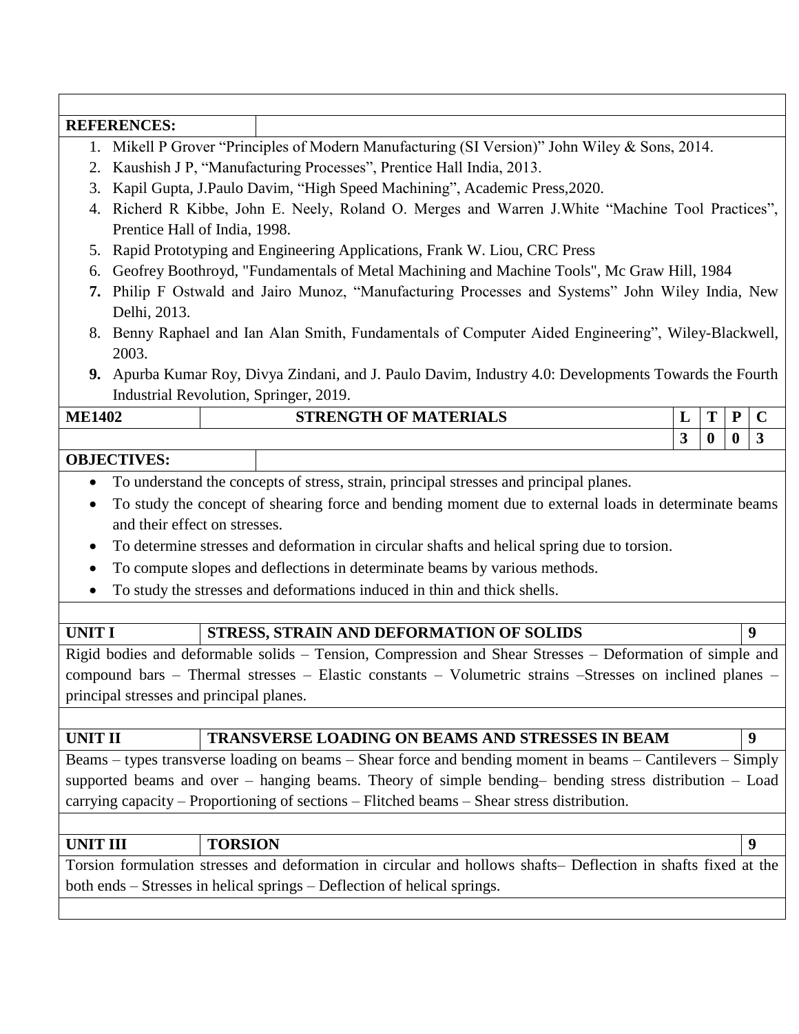**REFERENCES:**

1. Mikell P Grover "Principles of Modern Manufacturing (SI Version)" John Wiley & Sons, 2014.
2. Kaushish J P, "Manufacturing Processes", Prentice Hall India, 2013.
3. Kapil Gupta, J.Paulo Davim, "High Speed Machining", Academic Press,2020.
4. Richerd R Kibbe, John E. Neely, Roland O. Merges and Warren J.White "Machine Tool Practices", Prentice Hall of India, 1998.
5. Rapid Prototyping and Engineering Applications, Frank W. Liou, CRC Press
6. Geofrey Boothroyd, "Fundamentals of Metal Machining and Machine Tools", Mc Graw Hill, 1984
7. Philip F Ostwald and Jairo Munoz, "Manufacturing Processes and Systems" John Wiley India, New Delhi, 2013.
8. Benny Raphael and Ian Alan Smith, Fundamentals of Computer Aided Engineering", Wiley-Blackwell, 2003.
9. Apurba Kumar Roy, Divya Zindani, and J. Paulo Davim, Industry 4.0: Developments Towards the Fourth Industrial Revolution, Springer, 2019.

| ME1402 | STRENGTH OF MATERIALS | L | T | P | C |
|---|---|---|---|---|---|
| | | 3 | 0 | 0 | 3 |

**OBJECTIVES:**

- To understand the concepts of stress, strain, principal stresses and principal planes.
- To study the concept of shearing force and bending moment due to external loads in determinate beams and their effect on stresses.
- To determine stresses and deformation in circular shafts and helical spring due to torsion.
- To compute slopes and deflections in determinate beams by various methods.
- To study the stresses and deformations induced in thin and thick shells.

| UNIT I | STRESS, STRAIN AND DEFORMATION OF SOLIDS | 9 |
|---|---|---|

Rigid bodies and deformable solids – Tension, Compression and Shear Stresses – Deformation of simple and compound bars – Thermal stresses – Elastic constants – Volumetric strains –Stresses on inclined planes – principal stresses and principal planes.

| UNIT II | TRANSVERSE LOADING ON BEAMS AND STRESSES IN BEAM | 9 |
|---|---|---|

Beams – types transverse loading on beams – Shear force and bending moment in beams – Cantilevers – Simply supported beams and over – hanging beams. Theory of simple bending– bending stress distribution – Load carrying capacity – Proportioning of sections – Flitched beams – Shear stress distribution.

| UNIT III | TORSION | 9 |
|---|---|---|

Torsion formulation stresses and deformation in circular and hollows shafts– Deflection in shafts fixed at the both ends – Stresses in helical springs – Deflection of helical springs.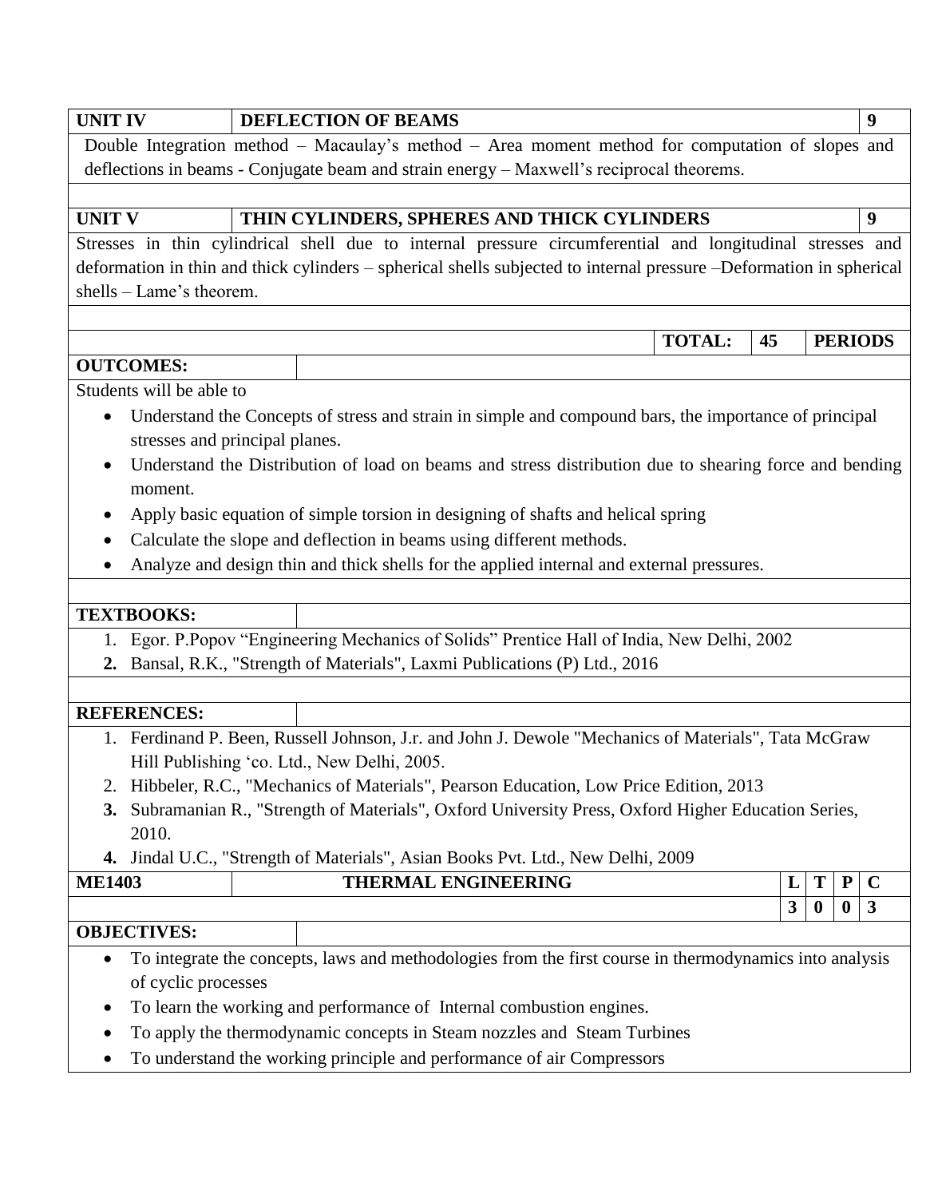| UNIT IV | DEFLECTION OF BEAMS | 9 |
|---|---|---|

Double Integration method – Macaulay's method – Area moment method for computation of slopes and deflections in beams - Conjugate beam and strain energy – Maxwell's reciprocal theorems.

| UNIT V | THIN CYLINDERS, SPHERES AND THICK CYLINDERS | 9 |
|---|---|---|

Stresses in thin cylindrical shell due to internal pressure circumferential and longitudinal stresses and deformation in thin and thick cylinders – spherical shells subjected to internal pressure –Deformation in spherical shells – Lame's theorem.

**TOTAL: 45 PERIODS**

**OUTCOMES:**

Students will be able to

- Understand the Concepts of stress and strain in simple and compound bars, the importance of principal stresses and principal planes.
- Understand the Distribution of load on beams and stress distribution due to shearing force and bending moment.
- Apply basic equation of simple torsion in designing of shafts and helical spring
- Calculate the slope and deflection in beams using different methods.
- Analyze and design thin and thick shells for the applied internal and external pressures.

**TEXTBOOKS:**

1. Egor. P.Popov "Engineering Mechanics of Solids" Prentice Hall of India, New Delhi, 2002
2. Bansal, R.K., "Strength of Materials", Laxmi Publications (P) Ltd., 2016

**REFERENCES:**

1. Ferdinand P. Been, Russell Johnson, J.r. and John J. Dewole "Mechanics of Materials", Tata McGraw Hill Publishing 'co. Ltd., New Delhi, 2005.
2. Hibbeler, R.C., "Mechanics of Materials", Pearson Education, Low Price Edition, 2013
3. Subramanian R., "Strength of Materials", Oxford University Press, Oxford Higher Education Series, 2010.
4. Jindal U.C., "Strength of Materials", Asian Books Pvt. Ltd., New Delhi, 2009

| ME1403 | THERMAL ENGINEERING | L | T | P | C |
|---|---|---|---|---|---|
| | | 3 | 0 | 0 | 3 |

**OBJECTIVES:**

- To integrate the concepts, laws and methodologies from the first course in thermodynamics into analysis of cyclic processes
- To learn the working and performance of Internal combustion engines.
- To apply the thermodynamic concepts in Steam nozzles and Steam Turbines
- To understand the working principle and performance of air Compressors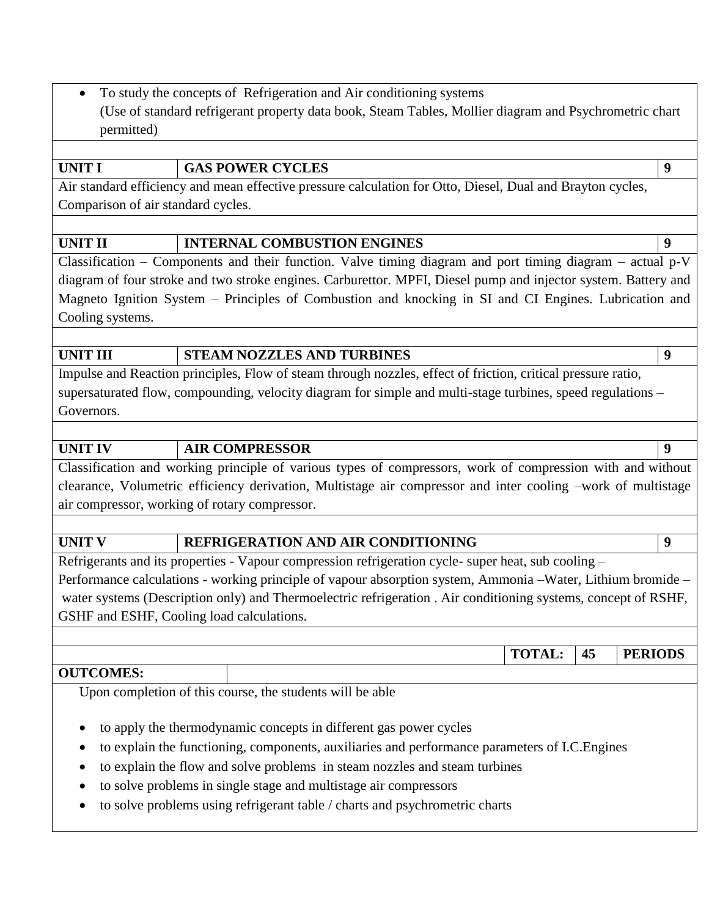- To study the concepts of Refrigeration and Air conditioning systems
  (Use of standard refrigerant property data book, Steam Tables, Mollier diagram and Psychrometric chart permitted)

| **UNIT I** | **GAS POWER CYCLES** | **9** |
|---|---|---|

Air standard efficiency and mean effective pressure calculation for Otto, Diesel, Dual and Brayton cycles, Comparison of air standard cycles.

| **UNIT II** | **INTERNAL COMBUSTION ENGINES** | **9** |
|---|---|---|

Classification – Components and their function. Valve timing diagram and port timing diagram – actual p-V diagram of four stroke and two stroke engines. Carburettor. MPFI, Diesel pump and injector system. Battery and Magneto Ignition System – Principles of Combustion and knocking in SI and CI Engines. Lubrication and Cooling systems.

| **UNIT III** | **STEAM NOZZLES AND TURBINES** | **9** |
|---|---|---|

Impulse and Reaction principles, Flow of steam through nozzles, effect of friction, critical pressure ratio, supersaturated flow, compounding, velocity diagram for simple and multi-stage turbines, speed regulations – Governors.

| **UNIT IV** | **AIR COMPRESSOR** | **9** |
|---|---|---|

Classification and working principle of various types of compressors, work of compression with and without clearance, Volumetric efficiency derivation, Multistage air compressor and inter cooling –work of multistage air compressor, working of rotary compressor.

| **UNIT V** | **REFRIGERATION AND AIR CONDITIONING** | **9** |
|---|---|---|

Refrigerants and its properties - Vapour compression refrigeration cycle- super heat, sub cooling – Performance calculations - working principle of vapour absorption system, Ammonia –Water, Lithium bromide – water systems (Description only) and Thermoelectric refrigeration . Air conditioning systems, concept of RSHF, GSHF and ESHF, Cooling load calculations.

| | **TOTAL:** | **45** | **PERIODS** |
|---|---|---|---|

**OUTCOMES:**

Upon completion of this course, the students will be able

- to apply the thermodynamic concepts in different gas power cycles
- to explain the functioning, components, auxiliaries and performance parameters of I.C.Engines
- to explain the flow and solve problems in steam nozzles and steam turbines
- to solve problems in single stage and multistage air compressors
- to solve problems using refrigerant table / charts and psychrometric charts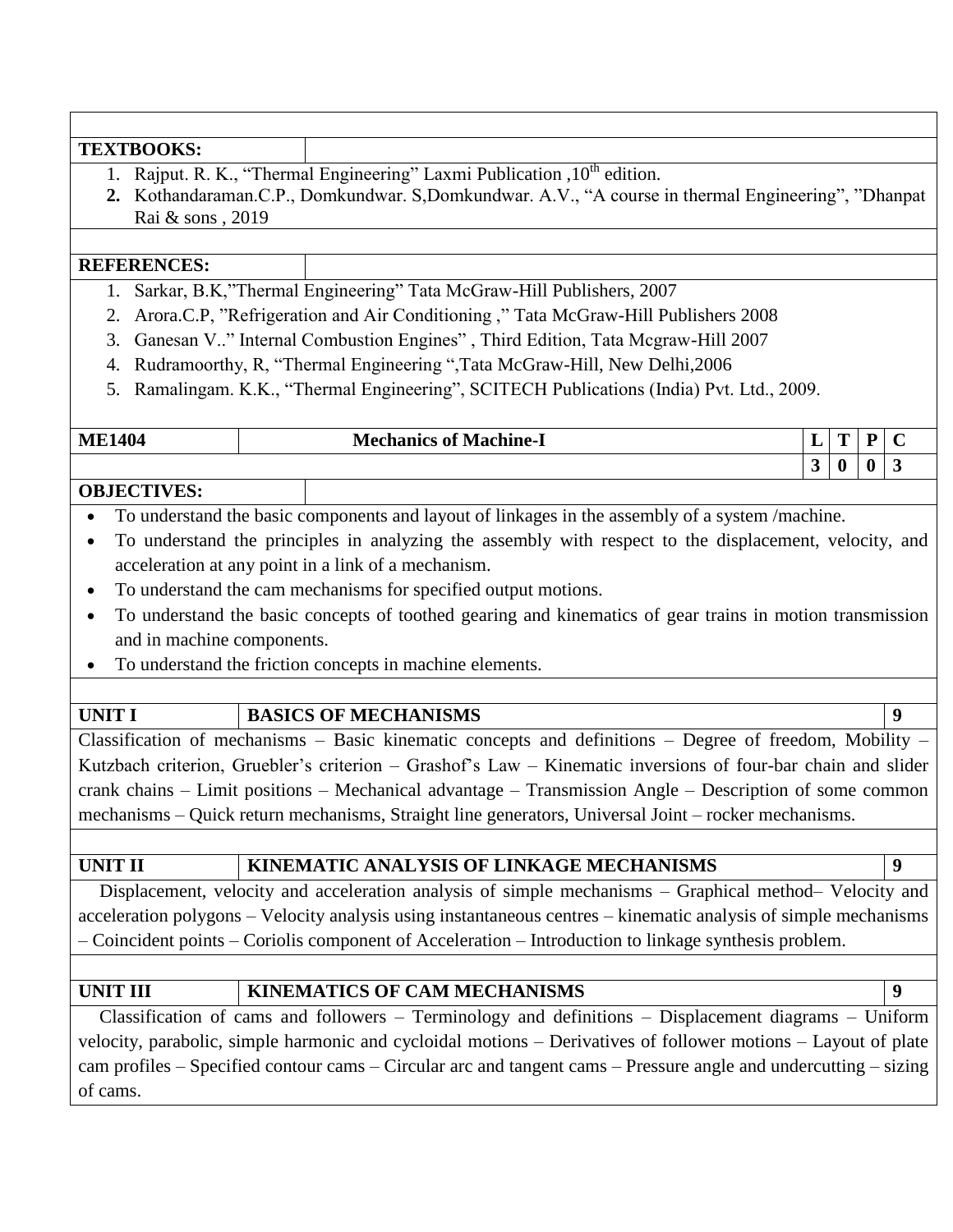**TEXTBOOKS:**

1. Rajput. R. K., “Thermal Engineering” Laxmi Publication ,10th edition.
2. Kothandaraman.C.P., Domkundwar. S,Domkundwar. A.V., “A course in thermal Engineering”, ”Dhanpat Rai & sons , 2019

**REFERENCES:**

1. Sarkar, B.K,”Thermal Engineering” Tata McGraw-Hill Publishers, 2007
2. Arora.C.P, ”Refrigeration and Air Conditioning ,” Tata McGraw-Hill Publishers 2008
3. Ganesan V..” Internal Combustion Engines” , Third Edition, Tata Mcgraw-Hill 2007
4. Rudramoorthy, R, “Thermal Engineering “,Tata McGraw-Hill, New Delhi,2006
5. Ramalingam. K.K., “Thermal Engineering”, SCITECH Publications (India) Pvt. Ltd., 2009.

| ME1404 | Mechanics of Machine-I | L | T | P | C |
|---|---|---|---|---|---|
| | | 3 | 0 | 0 | 3 |

**OBJECTIVES:**

- To understand the basic components and layout of linkages in the assembly of a system /machine.
- To understand the principles in analyzing the assembly with respect to the displacement, velocity, and acceleration at any point in a link of a mechanism.
- To understand the cam mechanisms for specified output motions.
- To understand the basic concepts of toothed gearing and kinematics of gear trains in motion transmission and in machine components.
- To understand the friction concepts in machine elements.

**UNIT I — BASICS OF MECHANISMS — 9**

Classification of mechanisms – Basic kinematic concepts and definitions – Degree of freedom, Mobility – Kutzbach criterion, Gruebler’s criterion – Grashof’s Law – Kinematic inversions of four-bar chain and slider crank chains – Limit positions – Mechanical advantage – Transmission Angle – Description of some common mechanisms – Quick return mechanisms, Straight line generators, Universal Joint – rocker mechanisms.

**UNIT II — KINEMATIC ANALYSIS OF LINKAGE MECHANISMS — 9**

Displacement, velocity and acceleration analysis of simple mechanisms – Graphical method– Velocity and acceleration polygons – Velocity analysis using instantaneous centres – kinematic analysis of simple mechanisms – Coincident points – Coriolis component of Acceleration – Introduction to linkage synthesis problem.

**UNIT III — KINEMATICS OF CAM MECHANISMS — 9**

Classification of cams and followers – Terminology and definitions – Displacement diagrams – Uniform velocity, parabolic, simple harmonic and cycloidal motions – Derivatives of follower motions – Layout of plate cam profiles – Specified contour cams – Circular arc and tangent cams – Pressure angle and undercutting – sizing of cams.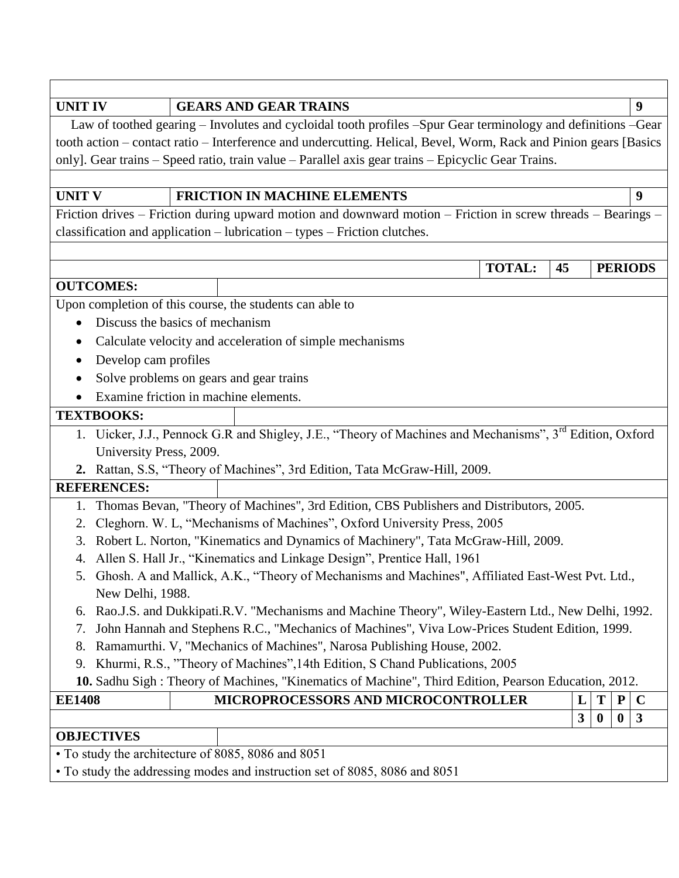| UNIT IV | GEARS AND GEAR TRAINS | 9 |
|---|---|---|

Law of toothed gearing – Involutes and cycloidal tooth profiles –Spur Gear terminology and definitions –Gear tooth action – contact ratio – Interference and undercutting. Helical, Bevel, Worm, Rack and Pinion gears [Basics only]. Gear trains – Speed ratio, train value – Parallel axis gear trains – Epicyclic Gear Trains.

| UNIT V | FRICTION IN MACHINE ELEMENTS | 9 |
|---|---|---|

Friction drives – Friction during upward motion and downward motion – Friction in screw threads – Bearings – classification and application – lubrication – types – Friction clutches.

| | TOTAL: | 45 | PERIODS |
|---|---|---|---|

**OUTCOMES:**

Upon completion of this course, the students can able to

- Discuss the basics of mechanism
- Calculate velocity and acceleration of simple mechanisms
- Develop cam profiles
- Solve problems on gears and gear trains
- Examine friction in machine elements.

**TEXTBOOKS:**

1. Uicker, J.J., Pennock G.R and Shigley, J.E., "Theory of Machines and Mechanisms", 3rd Edition, Oxford University Press, 2009.
2. Rattan, S.S, "Theory of Machines", 3rd Edition, Tata McGraw-Hill, 2009.

**REFERENCES:**

1. Thomas Bevan, "Theory of Machines", 3rd Edition, CBS Publishers and Distributors, 2005.
2. Cleghorn. W. L, "Mechanisms of Machines", Oxford University Press, 2005
3. Robert L. Norton, "Kinematics and Dynamics of Machinery", Tata McGraw-Hill, 2009.
4. Allen S. Hall Jr., "Kinematics and Linkage Design", Prentice Hall, 1961
5. Ghosh. A and Mallick, A.K., "Theory of Mechanisms and Machines", Affiliated East-West Pvt. Ltd., New Delhi, 1988.
6. Rao.J.S. and Dukkipati.R.V. "Mechanisms and Machine Theory", Wiley-Eastern Ltd., New Delhi, 1992.
7. John Hannah and Stephens R.C., "Mechanics of Machines", Viva Low-Prices Student Edition, 1999.
8. Ramamurthi. V, "Mechanics of Machines", Narosa Publishing House, 2002.
9. Khurmi, R.S., "Theory of Machines",14th Edition, S Chand Publications, 2005
10. Sadhu Sigh : Theory of Machines, "Kinematics of Machine", Third Edition, Pearson Education, 2012.

| EE1408 | MICROPROCESSORS AND MICROCONTROLLER | L | T | P | C |
|---|---|---|---|---|---|
| | | 3 | 0 | 0 | 3 |

**OBJECTIVES**

- To study the architecture of 8085, 8086 and 8051
- To study the addressing modes and instruction set of 8085, 8086 and 8051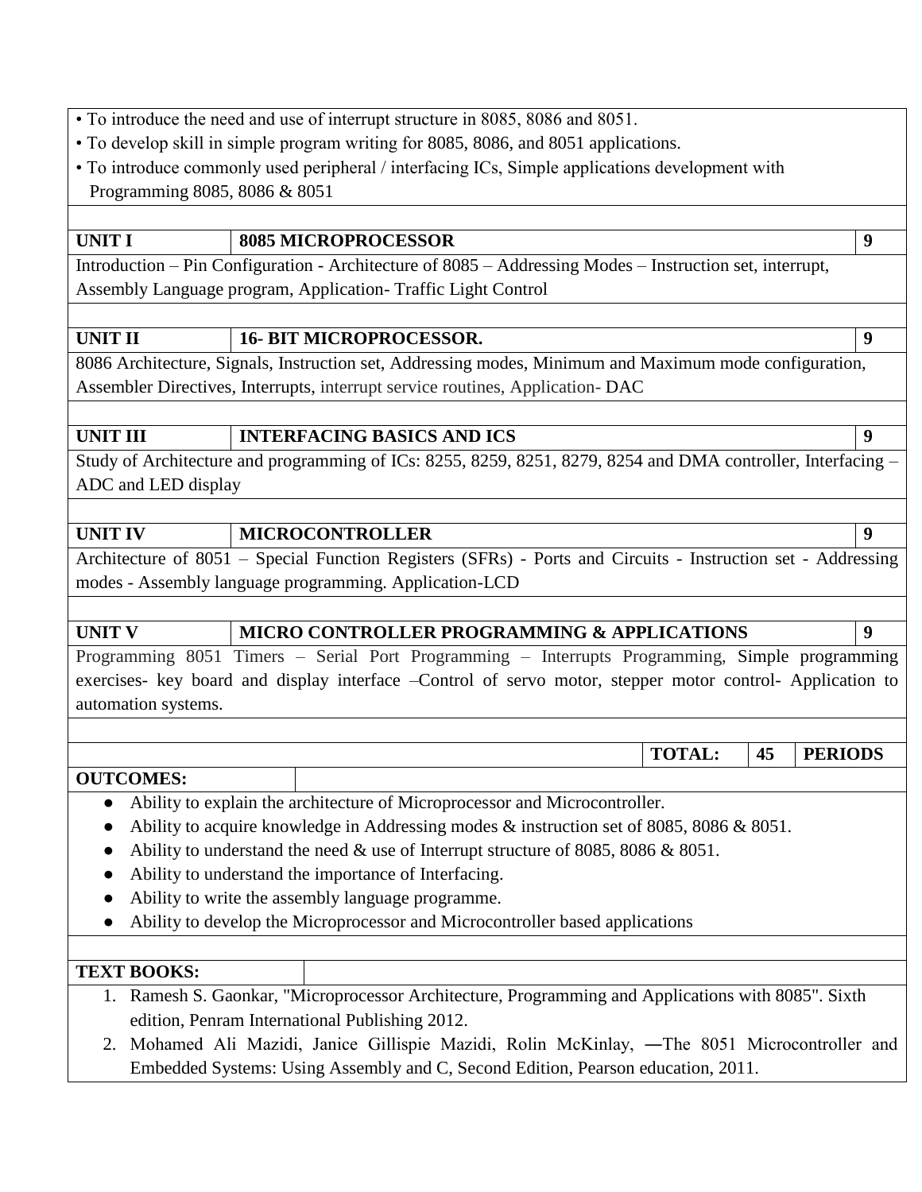- To introduce the need and use of interrupt structure in 8085, 8086 and 8051.
- To develop skill in simple program writing for 8085, 8086, and 8051 applications.
- To introduce commonly used peripheral / interfacing ICs, Simple applications development with Programming 8085, 8086 & 8051

| **UNIT I** | **8085 MICROPROCESSOR** | **9** |
|---|---|---|

Introduction – Pin Configuration - Architecture of 8085 – Addressing Modes – Instruction set, interrupt, Assembly Language program, Application- Traffic Light Control

| **UNIT II** | **16- BIT MICROPROCESSOR.** | **9** |
|---|---|---|

8086 Architecture, Signals, Instruction set, Addressing modes, Minimum and Maximum mode configuration, Assembler Directives, Interrupts, interrupt service routines, Application- DAC

| **UNIT III** | **INTERFACING BASICS AND ICS** | **9** |
|---|---|---|

Study of Architecture and programming of ICs: 8255, 8259, 8251, 8279, 8254 and DMA controller, Interfacing – ADC and LED display

| **UNIT IV** | **MICROCONTROLLER** | **9** |
|---|---|---|

Architecture of 8051 – Special Function Registers (SFRs) - Ports and Circuits - Instruction set - Addressing modes - Assembly language programming. Application-LCD

| **UNIT V** | **MICRO CONTROLLER PROGRAMMING & APPLICATIONS** | **9** |
|---|---|---|

Programming 8051 Timers – Serial Port Programming – Interrupts Programming, Simple programming exercises- key board and display interface –Control of servo motor, stepper motor control- Application to automation systems.

**TOTAL: 45 PERIODS**

**OUTCOMES:**

- Ability to explain the architecture of Microprocessor and Microcontroller.
- Ability to acquire knowledge in Addressing modes & instruction set of 8085, 8086 & 8051.
- Ability to understand the need & use of Interrupt structure of 8085, 8086 & 8051.
- Ability to understand the importance of Interfacing.
- Ability to write the assembly language programme.
- Ability to develop the Microprocessor and Microcontroller based applications

**TEXT BOOKS:**

1. Ramesh S. Gaonkar, "Microprocessor Architecture, Programming and Applications with 8085". Sixth edition, Penram International Publishing 2012.
2. Mohamed Ali Mazidi, Janice Gillispie Mazidi, Rolin McKinlay, ―The 8051 Microcontroller and Embedded Systems: Using Assembly and C, Second Edition, Pearson education, 2011.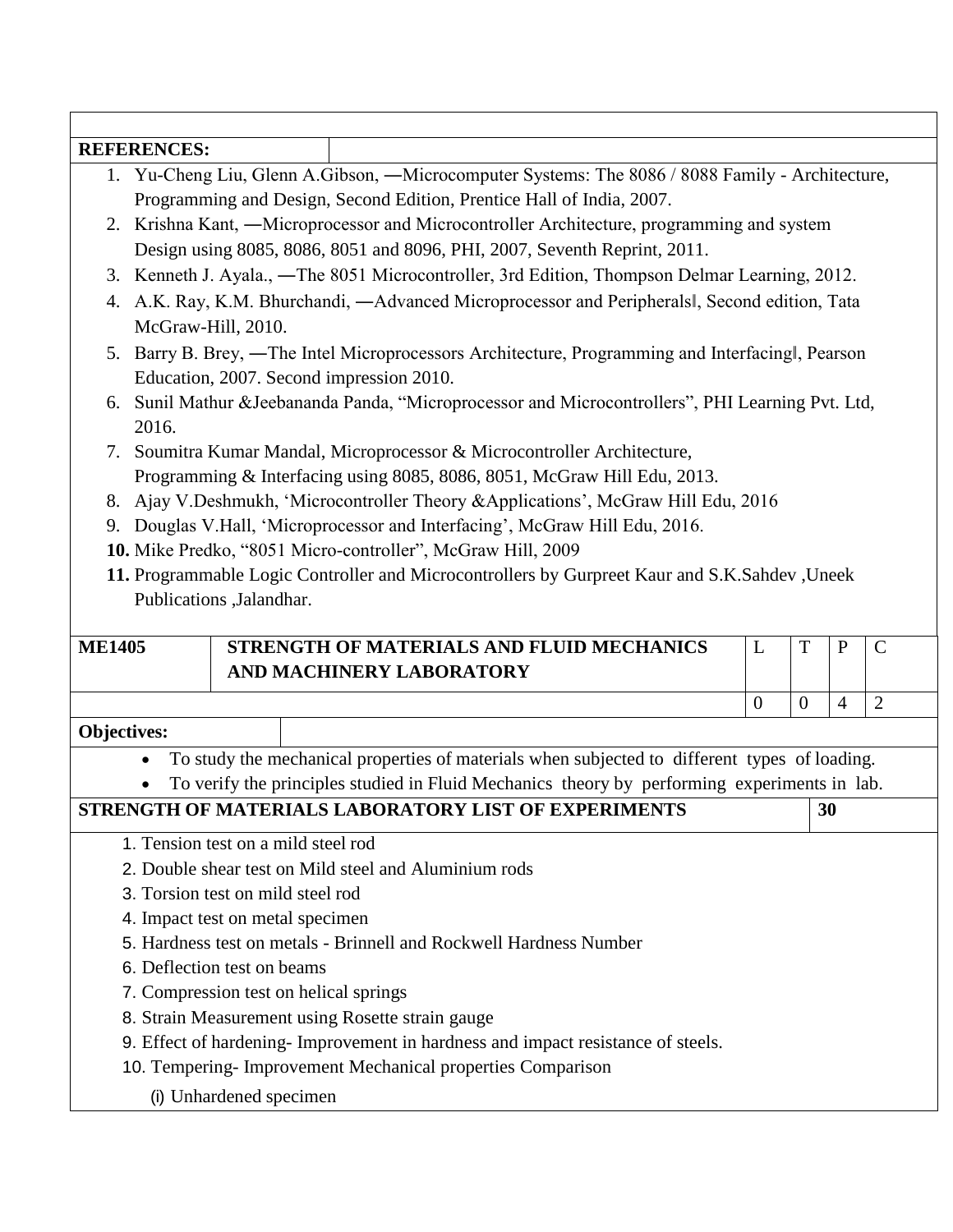**REFERENCES:**

1. Yu-Cheng Liu, Glenn A.Gibson, ―Microcomputer Systems: The 8086 / 8088 Family - Architecture, Programming and Design, Second Edition, Prentice Hall of India, 2007.
2. Krishna Kant, ―Microprocessor and Microcontroller Architecture, programming and system Design using 8085, 8086, 8051 and 8096, PHI, 2007, Seventh Reprint, 2011.
3. Kenneth J. Ayala., ―The 8051 Microcontroller, 3rd Edition, Thompson Delmar Learning, 2012.
4. A.K. Ray, K.M. Bhurchandi, ―Advanced Microprocessor and Peripherals‖, Second edition, Tata McGraw-Hill, 2010.
5. Barry B. Brey, ―The Intel Microprocessors Architecture, Programming and Interfacing‖, Pearson Education, 2007. Second impression 2010.
6. Sunil Mathur &Jeebananda Panda, "Microprocessor and Microcontrollers", PHI Learning Pvt. Ltd, 2016.
7. Soumitra Kumar Mandal, Microprocessor & Microcontroller Architecture, Programming & Interfacing using 8085, 8086, 8051, McGraw Hill Edu, 2013.
8. Ajay V.Deshmukh, 'Microcontroller Theory &Applications', McGraw Hill Edu, 2016
9. Douglas V.Hall, 'Microprocessor and Interfacing', McGraw Hill Edu, 2016.
10. Mike Predko, "8051 Micro-controller", McGraw Hill, 2009
11. Programmable Logic Controller and Microcontrollers by Gurpreet Kaur and S.K.Sahdev ,Uneek Publications ,Jalandhar.

| **ME1405** | **STRENGTH OF MATERIALS AND FLUID MECHANICS AND MACHINERY LABORATORY** | L | T | P | C |
|---|---|---|---|---|---|
| | | 0 | 0 | 4 | 2 |

**Objectives:**

- To study the mechanical properties of materials when subjected to different types of loading.
- To verify the principles studied in Fluid Mechanics theory by performing experiments in lab.

**STRENGTH OF MATERIALS LABORATORY LIST OF EXPERIMENTS** **30**

1. Tension test on a mild steel rod
2. Double shear test on Mild steel and Aluminium rods
3. Torsion test on mild steel rod
4. Impact test on metal specimen
5. Hardness test on metals - Brinnell and Rockwell Hardness Number
6. Deflection test on beams
7. Compression test on helical springs
8. Strain Measurement using Rosette strain gauge
9. Effect of hardening- Improvement in hardness and impact resistance of steels.
10. Tempering- Improvement Mechanical properties Comparison

    (i) Unhardened specimen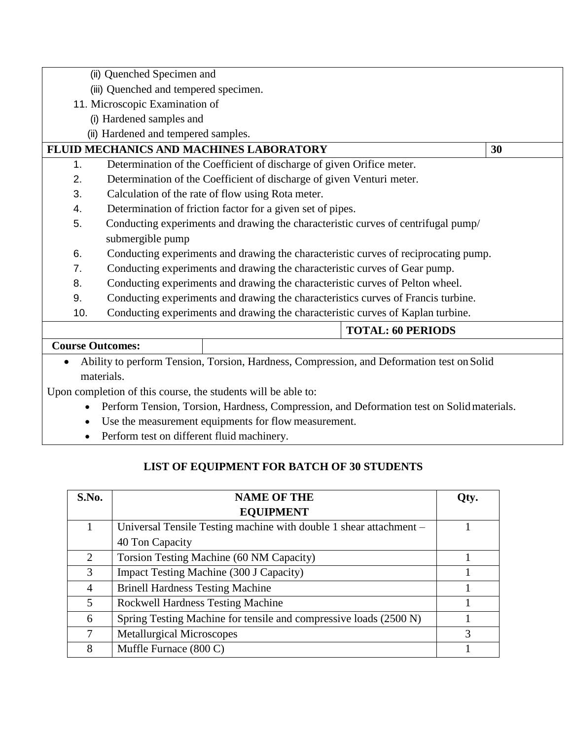(ii) Quenched Specimen and

(iii) Quenched and tempered specimen.

11. Microscopic Examination of

(i) Hardened samples and

(ii) Hardened and tempered samples.

**FLUID MECHANICS AND MACHINES LABORATORY** **30**

1. Determination of the Coefficient of discharge of given Orifice meter.
2. Determination of the Coefficient of discharge of given Venturi meter.
3. Calculation of the rate of flow using Rota meter.
4. Determination of friction factor for a given set of pipes.
5. Conducting experiments and drawing the characteristic curves of centrifugal pump/ submergible pump
6. Conducting experiments and drawing the characteristic curves of reciprocating pump.
7. Conducting experiments and drawing the characteristic curves of Gear pump.
8. Conducting experiments and drawing the characteristic curves of Pelton wheel.
9. Conducting experiments and drawing the characteristics curves of Francis turbine.
10. Conducting experiments and drawing the characteristic curves of Kaplan turbine.

**TOTAL: 60 PERIODS**

**Course Outcomes:**

- Ability to perform Tension, Torsion, Hardness, Compression, and Deformation test on Solid materials.

Upon completion of this course, the students will be able to:

- Perform Tension, Torsion, Hardness, Compression, and Deformation test on Solid materials.
- Use the measurement equipments for flow measurement.
- Perform test on different fluid machinery.

**LIST OF EQUIPMENT FOR BATCH OF 30 STUDENTS**

| S.No. | NAME OF THE EQUIPMENT | Qty. |
|---|---|---|
| 1 | Universal Tensile Testing machine with double 1 shear attachment – 40 Ton Capacity | 1 |
| 2 | Torsion Testing Machine (60 NM Capacity) | 1 |
| 3 | Impact Testing Machine (300 J Capacity) | 1 |
| 4 | Brinell Hardness Testing Machine | 1 |
| 5 | Rockwell Hardness Testing Machine | 1 |
| 6 | Spring Testing Machine for tensile and compressive loads (2500 N) | 1 |
| 7 | Metallurgical Microscopes | 3 |
| 8 | Muffle Furnace (800 C) | 1 |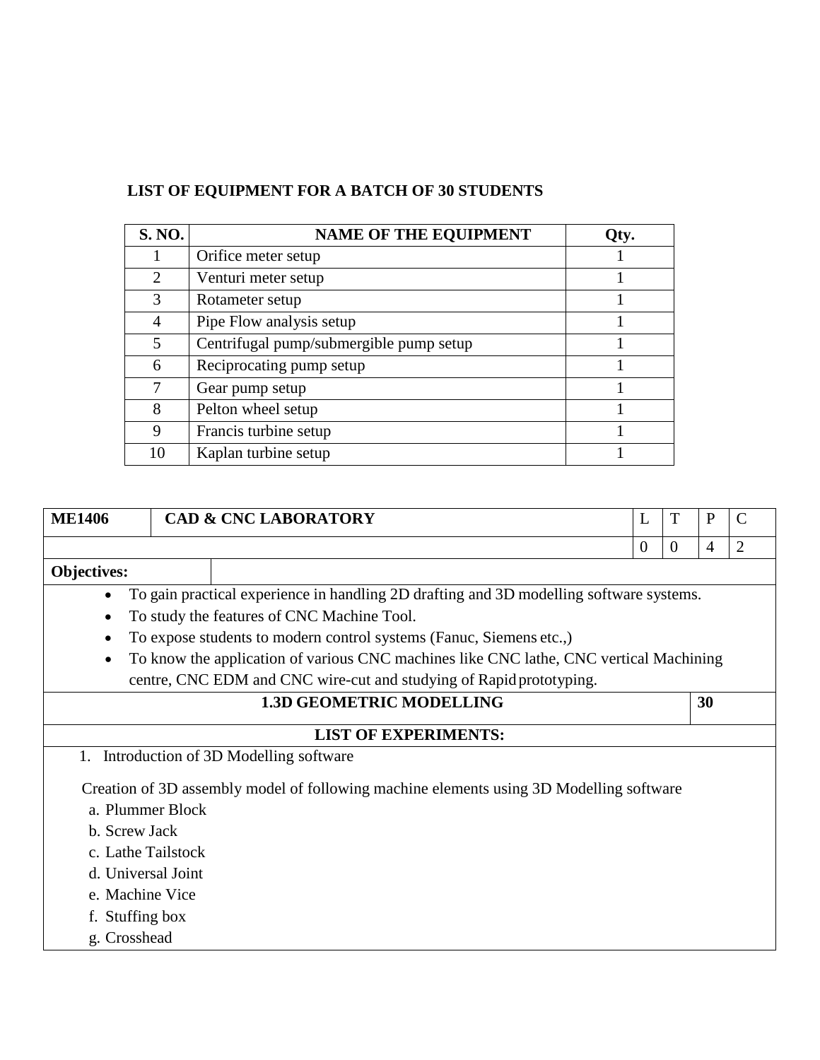**LIST OF EQUIPMENT FOR A BATCH OF 30 STUDENTS**

| S. NO. | NAME OF THE EQUIPMENT | Qty. |
|---|---|---|
| 1 | Orifice meter setup | 1 |
| 2 | Venturi meter setup | 1 |
| 3 | Rotameter setup | 1 |
| 4 | Pipe Flow analysis setup | 1 |
| 5 | Centrifugal pump/submergible pump setup | 1 |
| 6 | Reciprocating pump setup | 1 |
| 7 | Gear pump setup | 1 |
| 8 | Pelton wheel setup | 1 |
| 9 | Francis turbine setup | 1 |
| 10 | Kaplan turbine setup | 1 |

| ME1406 | CAD & CNC LABORATORY | L | T | P | C |
|---|---|---|---|---|---|
| | | 0 | 0 | 4 | 2 |

**Objectives:**

- To gain practical experience in handling 2D drafting and 3D modelling software systems.
- To study the features of CNC Machine Tool.
- To expose students to modern control systems (Fanuc, Siemens etc.,)
- To know the application of various CNC machines like CNC lathe, CNC vertical Machining centre, CNC EDM and CNC wire-cut and studying of Rapid prototyping.

**1.3D GEOMETRIC MODELLING** — **30**

**LIST OF EXPERIMENTS:**

1. Introduction of 3D Modelling software

Creation of 3D assembly model of following machine elements using 3D Modelling software

a. Plummer Block
b. Screw Jack
c. Lathe Tailstock
d. Universal Joint
e. Machine Vice
f. Stuffing box
g. Crosshead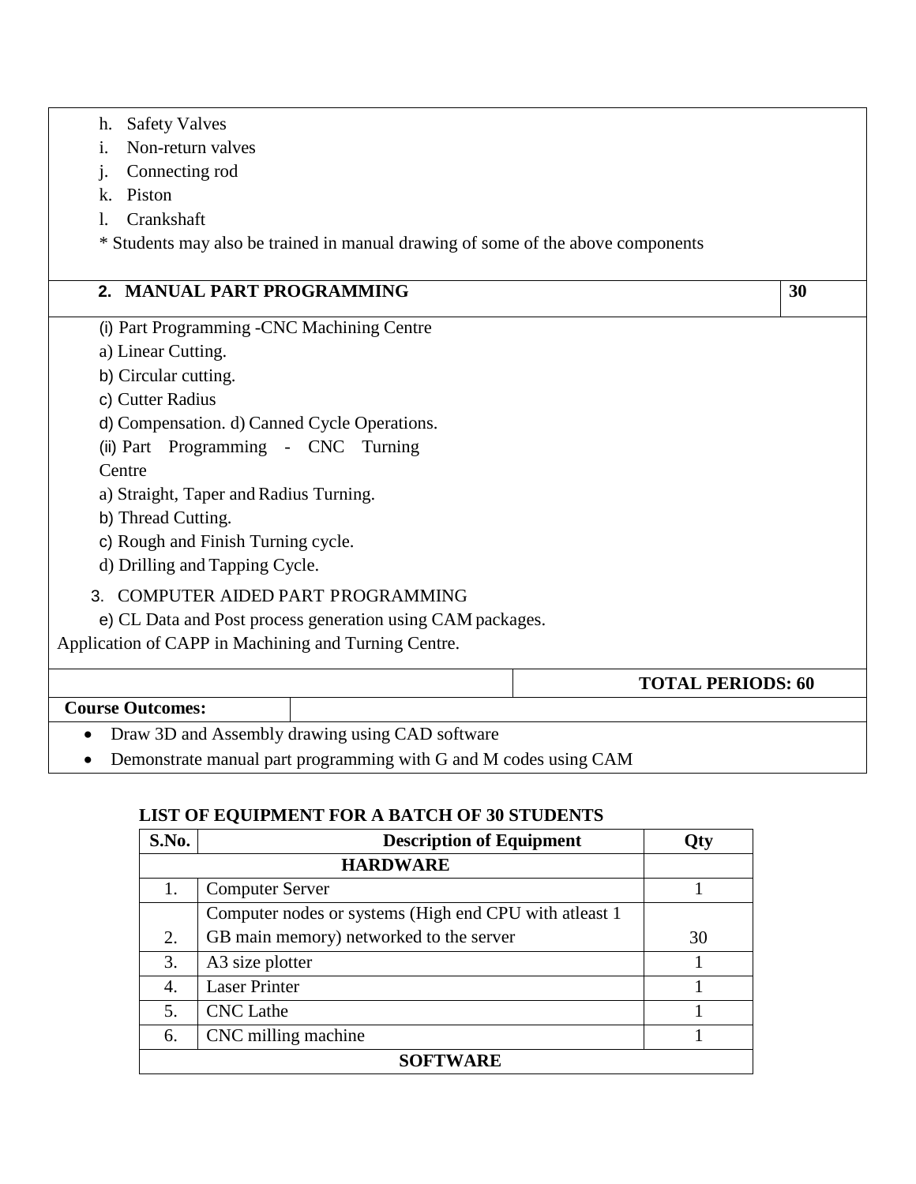h. Safety Valves
i. Non-return valves
j. Connecting rod
k. Piston
l. Crankshaft

* Students may also be trained in manual drawing of some of the above components

| **2. MANUAL PART PROGRAMMING** | **30** |
|---|---|

(i) Part Programming -CNC Machining Centre
a) Linear Cutting.
b) Circular cutting.
c) Cutter Radius
d) Compensation. d) Canned Cycle Operations.
(ii) Part Programming - CNC Turning Centre
a) Straight, Taper and Radius Turning.
b) Thread Cutting.
c) Rough and Finish Turning cycle.
d) Drilling and Tapping Cycle.

3. COMPUTER AIDED PART PROGRAMMING
e) CL Data and Post process generation using CAM packages.
Application of CAPP in Machining and Turning Centre.

**TOTAL PERIODS: 60**

**Course Outcomes:**

- Draw 3D and Assembly drawing using CAD software
- Demonstrate manual part programming with G and M codes using CAM

**LIST OF EQUIPMENT FOR A BATCH OF 30 STUDENTS**

| S.No. | Description of Equipment | Qty |
|---|---|---|
| | **HARDWARE** | |
| 1. | Computer Server | 1 |
| 2. | Computer nodes or systems (High end CPU with atleast 1 GB main memory) networked to the server | 30 |
| 3. | A3 size plotter | 1 |
| 4. | Laser Printer | 1 |
| 5. | CNC Lathe | 1 |
| 6. | CNC milling machine | 1 |
| | **SOFTWARE** | |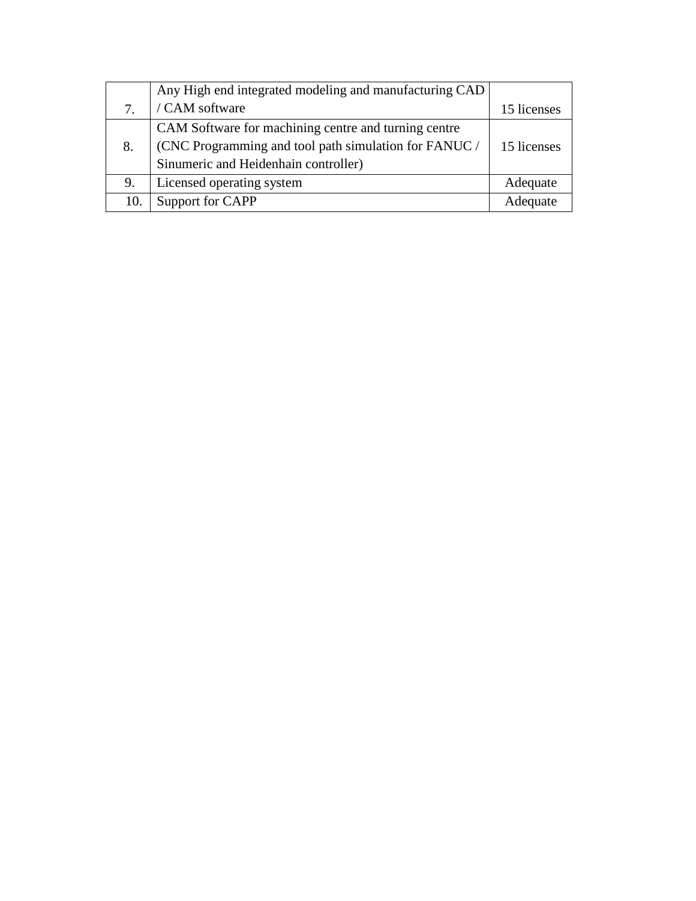| | | |
|---|---|---|
| 7. | Any High end integrated modeling and manufacturing CAD / CAM software | 15 licenses |
| 8. | CAM Software for machining centre and turning centre (CNC Programming and tool path simulation for FANUC / Sinumeric and Heidenhain controller) | 15 licenses |
| 9. | Licensed operating system | Adequate |
| 10. | Support for CAPP | Adequate |